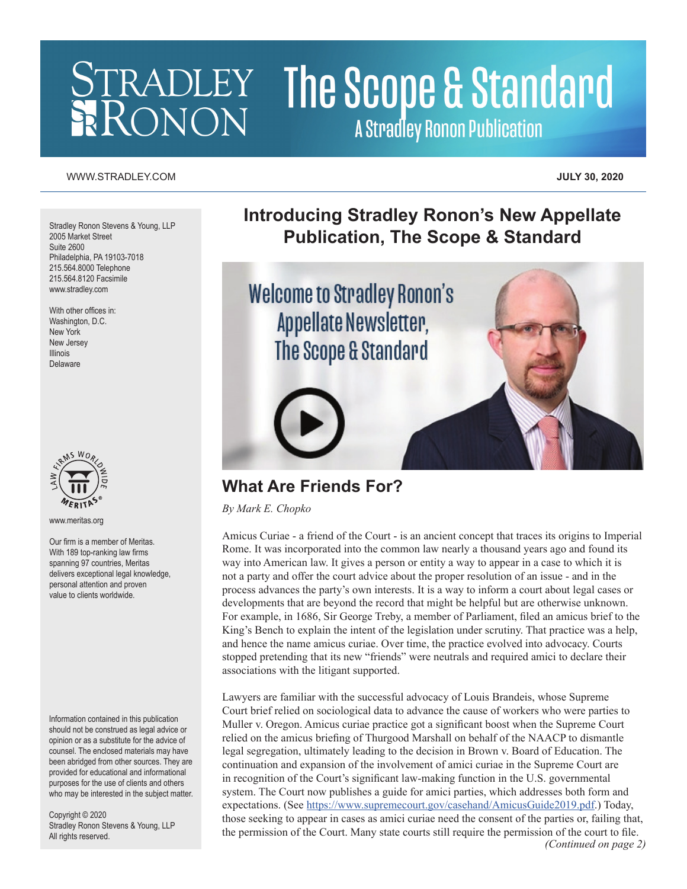# Stradley Ronon — The Scope & Standard

A Stradley Ronon Publication

WWW.STRADLEY.COM

**JULY 30, 2020**

Stradley Ronon Stevens & Young, LLP
2005 Market Street
Suite 2600
Philadelphia, PA 19103-7018
215.564.8000 Telephone
215.564.8120 Facsimile
www.stradley.com

With other offices in:
Washington, D.C.
New York
New Jersey
Illinois
Delaware

www.meritas.org

Our firm is a member of Meritas. With 189 top-ranking law firms spanning 97 countries, Meritas delivers exceptional legal knowledge, personal attention and proven value to clients worldwide.

Information contained in this publication should not be construed as legal advice or opinion or as a substitute for the advice of counsel. The enclosed materials may have been abridged from other sources. They are provided for educational and informational purposes for the use of clients and others who may be interested in the subject matter.

Copyright © 2020
Stradley Ronon Stevens & Young, LLP
All rights reserved.

## Introducing Stradley Ronon's New Appellate Publication, The Scope & Standard

Welcome to Stradley Ronon's Appellate Newsletter, The Scope & Standard

## What Are Friends For?

*By Mark E. Chopko*

Amicus Curiae - a friend of the Court - is an ancient concept that traces its origins to Imperial Rome. It was incorporated into the common law nearly a thousand years ago and found its way into American law. It gives a person or entity a way to appear in a case to which it is not a party and offer the court advice about the proper resolution of an issue - and in the process advances the party's own interests. It is a way to inform a court about legal cases or developments that are beyond the record that might be helpful but are otherwise unknown. For example, in 1686, Sir George Treby, a member of Parliament, filed an amicus brief to the King's Bench to explain the intent of the legislation under scrutiny. That practice was a help, and hence the name amicus curiae. Over time, the practice evolved into advocacy. Courts stopped pretending that its new "friends" were neutrals and required amici to declare their associations with the litigant supported.

Lawyers are familiar with the successful advocacy of Louis Brandeis, whose Supreme Court brief relied on sociological data to advance the cause of workers who were parties to Muller v. Oregon. Amicus curiae practice got a significant boost when the Supreme Court relied on the amicus briefing of Thurgood Marshall on behalf of the NAACP to dismantle legal segregation, ultimately leading to the decision in Brown v. Board of Education. The continuation and expansion of the involvement of amici curiae in the Supreme Court are in recognition of the Court's significant law-making function in the U.S. governmental system. The Court now publishes a guide for amici parties, which addresses both form and expectations. (See https://www.supremecourt.gov/casehand/AmicusGuide2019.pdf.) Today, those seeking to appear in cases as amici curiae need the consent of the parties or, failing that, the permission of the Court. Many state courts still require the permission of the court to file.

*(Continued on page 2)*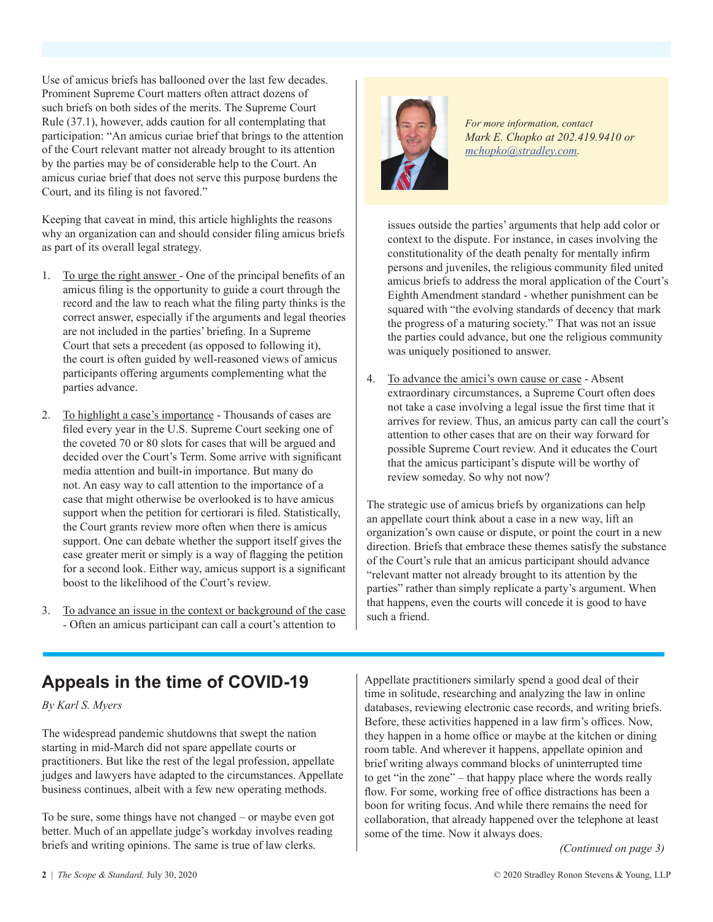Use of amicus briefs has ballooned over the last few decades. Prominent Supreme Court matters often attract dozens of such briefs on both sides of the merits. The Supreme Court Rule (37.1), however, adds caution for all contemplating that participation: "An amicus curiae brief that brings to the attention of the Court relevant matter not already brought to its attention by the parties may be of considerable help to the Court. An amicus curiae brief that does not serve this purpose burdens the Court, and its filing is not favored."

Keeping that caveat in mind, this article highlights the reasons why an organization can and should consider filing amicus briefs as part of its overall legal strategy.

1. To urge the right answer - One of the principal benefits of an amicus filing is the opportunity to guide a court through the record and the law to reach what the filing party thinks is the correct answer, especially if the arguments and legal theories are not included in the parties' briefing. In a Supreme Court that sets a precedent (as opposed to following it), the court is often guided by well-reasoned views of amicus participants offering arguments complementing what the parties advance.

2. To highlight a case's importance - Thousands of cases are filed every year in the U.S. Supreme Court seeking one of the coveted 70 or 80 slots for cases that will be argued and decided over the Court's Term. Some arrive with significant media attention and built-in importance. But many do not. An easy way to call attention to the importance of a case that might otherwise be overlooked is to have amicus support when the petition for certiorari is filed. Statistically, the Court grants review more often when there is amicus support. One can debate whether the support itself gives the case greater merit or simply is a way of flagging the petition for a second look. Either way, amicus support is a significant boost to the likelihood of the Court's review.

3. To advance an issue in the context or background of the case - Often an amicus participant can call a court's attention to issues outside the parties' arguments that help add color or context to the dispute. For instance, in cases involving the constitutionality of the death penalty for mentally infirm persons and juveniles, the religious community filed united amicus briefs to address the moral application of the Court's Eighth Amendment standard - whether punishment can be squared with "the evolving standards of decency that mark the progress of a maturing society." That was not an issue the parties could advance, but one the religious community was uniquely positioned to answer.

4. To advance the amici's own cause or case - Absent extraordinary circumstances, a Supreme Court often does not take a case involving a legal issue the first time that it arrives for review. Thus, an amicus party can call the court's attention to other cases that are on their way forward for possible Supreme Court review. And it educates the Court that the amicus participant's dispute will be worthy of review someday. So why not now?

The strategic use of amicus briefs by organizations can help an appellate court think about a case in a new way, lift an organization's own cause or dispute, or point the court in a new direction. Briefs that embrace these themes satisfy the substance of the Court's rule that an amicus participant should advance "relevant matter not already brought to its attention by the parties" rather than simply replicate a party's argument. When that happens, even the courts will concede it is good to have such a friend.

*For more information, contact Mark E. Chopko at 202.419.9410 or mchopko@stradley.com.*

## Appeals in the time of COVID-19

*By Karl S. Myers*

The widespread pandemic shutdowns that swept the nation starting in mid-March did not spare appellate courts or practitioners. But like the rest of the legal profession, appellate judges and lawyers have adapted to the circumstances. Appellate business continues, albeit with a few new operating methods.

To be sure, some things have not changed – or maybe even got better. Much of an appellate judge's workday involves reading briefs and writing opinions. The same is true of law clerks. Appellate practitioners similarly spend a good deal of their time in solitude, researching and analyzing the law in online databases, reviewing electronic case records, and writing briefs. Before, these activities happened in a law firm's offices. Now, they happen in a home office or maybe at the kitchen or dining room table. And wherever it happens, appellate opinion and brief writing always command blocks of uninterrupted time to get "in the zone" – that happy place where the words really flow. For some, working free of office distractions has been a boon for writing focus. And while there remains the need for collaboration, that already happened over the telephone at least some of the time. Now it always does.

*(Continued on page 3)*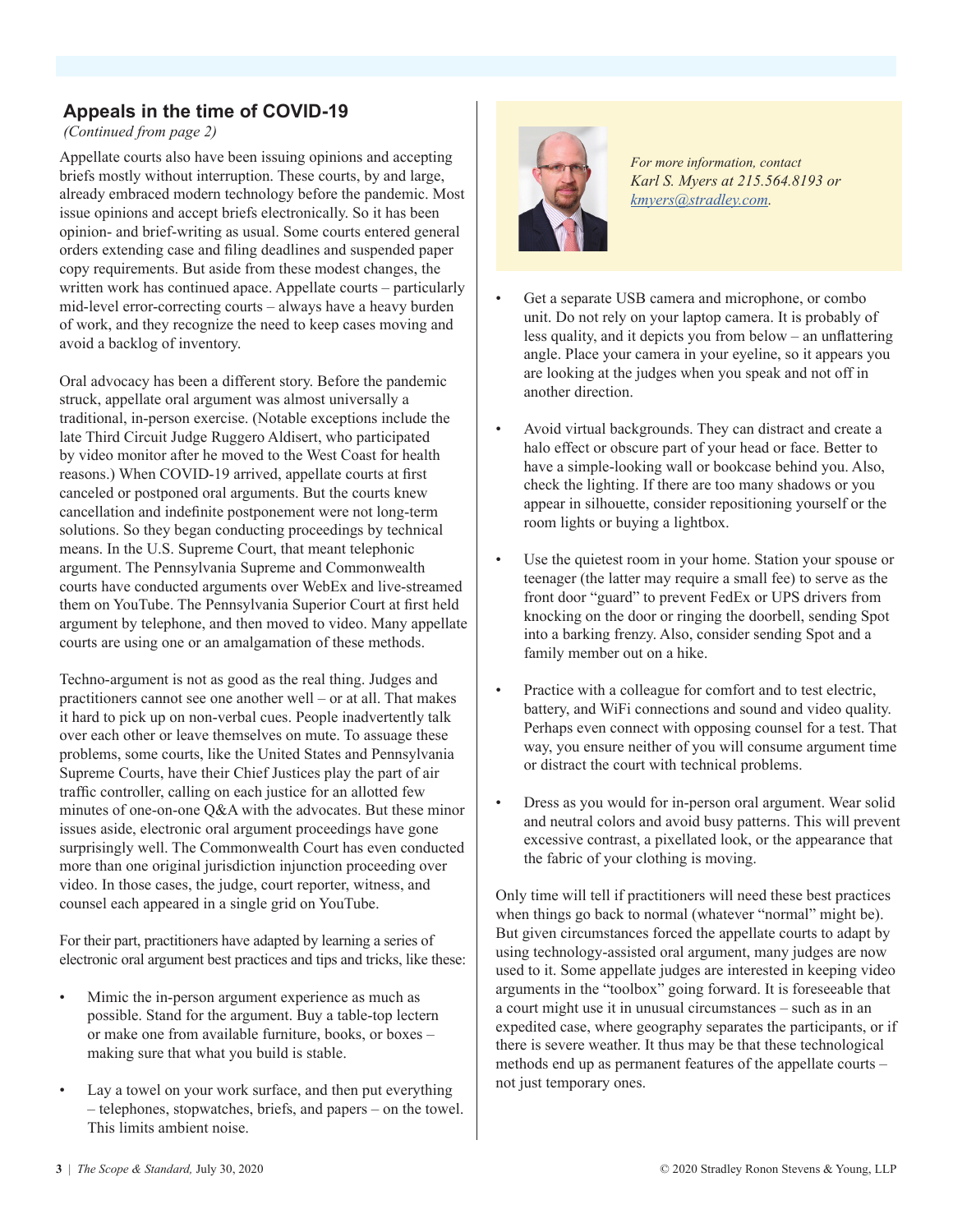## Appeals in the time of COVID-19

*(Continued from page 2)*

Appellate courts also have been issuing opinions and accepting briefs mostly without interruption. These courts, by and large, already embraced modern technology before the pandemic. Most issue opinions and accept briefs electronically. So it has been opinion- and brief-writing as usual. Some courts entered general orders extending case and filing deadlines and suspended paper copy requirements. But aside from these modest changes, the written work has continued apace. Appellate courts – particularly mid-level error-correcting courts – always have a heavy burden of work, and they recognize the need to keep cases moving and avoid a backlog of inventory.

Oral advocacy has been a different story. Before the pandemic struck, appellate oral argument was almost universally a traditional, in-person exercise. (Notable exceptions include the late Third Circuit Judge Ruggero Aldisert, who participated by video monitor after he moved to the West Coast for health reasons.) When COVID-19 arrived, appellate courts at first canceled or postponed oral arguments. But the courts knew cancellation and indefinite postponement were not long-term solutions. So they began conducting proceedings by technical means. In the U.S. Supreme Court, that meant telephonic argument. The Pennsylvania Supreme and Commonwealth courts have conducted arguments over WebEx and live-streamed them on YouTube. The Pennsylvania Superior Court at first held argument by telephone, and then moved to video. Many appellate courts are using one or an amalgamation of these methods.

Techno-argument is not as good as the real thing. Judges and practitioners cannot see one another well – or at all. That makes it hard to pick up on non-verbal cues. People inadvertently talk over each other or leave themselves on mute. To assuage these problems, some courts, like the United States and Pennsylvania Supreme Courts, have their Chief Justices play the part of air traffic controller, calling on each justice for an allotted few minutes of one-on-one Q&A with the advocates. But these minor issues aside, electronic oral argument proceedings have gone surprisingly well. The Commonwealth Court has even conducted more than one original jurisdiction injunction proceeding over video. In those cases, the judge, court reporter, witness, and counsel each appeared in a single grid on YouTube.

For their part, practitioners have adapted by learning a series of electronic oral argument best practices and tips and tricks, like these:

- Mimic the in-person argument experience as much as possible. Stand for the argument. Buy a table-top lectern or make one from available furniture, books, or boxes – making sure that what you build is stable.
- Lay a towel on your work surface, and then put everything – telephones, stopwatches, briefs, and papers – on the towel. This limits ambient noise.
- Get a separate USB camera and microphone, or combo unit. Do not rely on your laptop camera. It is probably of less quality, and it depicts you from below – an unflattering angle. Place your camera in your eyeline, so it appears you are looking at the judges when you speak and not off in another direction.
- Avoid virtual backgrounds. They can distract and create a halo effect or obscure part of your head or face. Better to have a simple-looking wall or bookcase behind you. Also, check the lighting. If there are too many shadows or you appear in silhouette, consider repositioning yourself or the room lights or buying a lightbox.
- Use the quietest room in your home. Station your spouse or teenager (the latter may require a small fee) to serve as the front door "guard" to prevent FedEx or UPS drivers from knocking on the door or ringing the doorbell, sending Spot into a barking frenzy. Also, consider sending Spot and a family member out on a hike.
- Practice with a colleague for comfort and to test electric, battery, and WiFi connections and sound and video quality. Perhaps even connect with opposing counsel for a test. That way, you ensure neither of you will consume argument time or distract the court with technical problems.
- Dress as you would for in-person oral argument. Wear solid and neutral colors and avoid busy patterns. This will prevent excessive contrast, a pixellated look, or the appearance that the fabric of your clothing is moving.

Only time will tell if practitioners will need these best practices when things go back to normal (whatever "normal" might be). But given circumstances forced the appellate courts to adapt by using technology-assisted oral argument, many judges are now used to it. Some appellate judges are interested in keeping video arguments in the "toolbox" going forward. It is foreseeable that a court might use it in unusual circumstances – such as in an expedited case, where geography separates the participants, or if there is severe weather. It thus may be that these technological methods end up as permanent features of the appellate courts – not just temporary ones.

*For more information, contact Karl S. Myers at 215.564.8193 or kmyers@stradley.com.*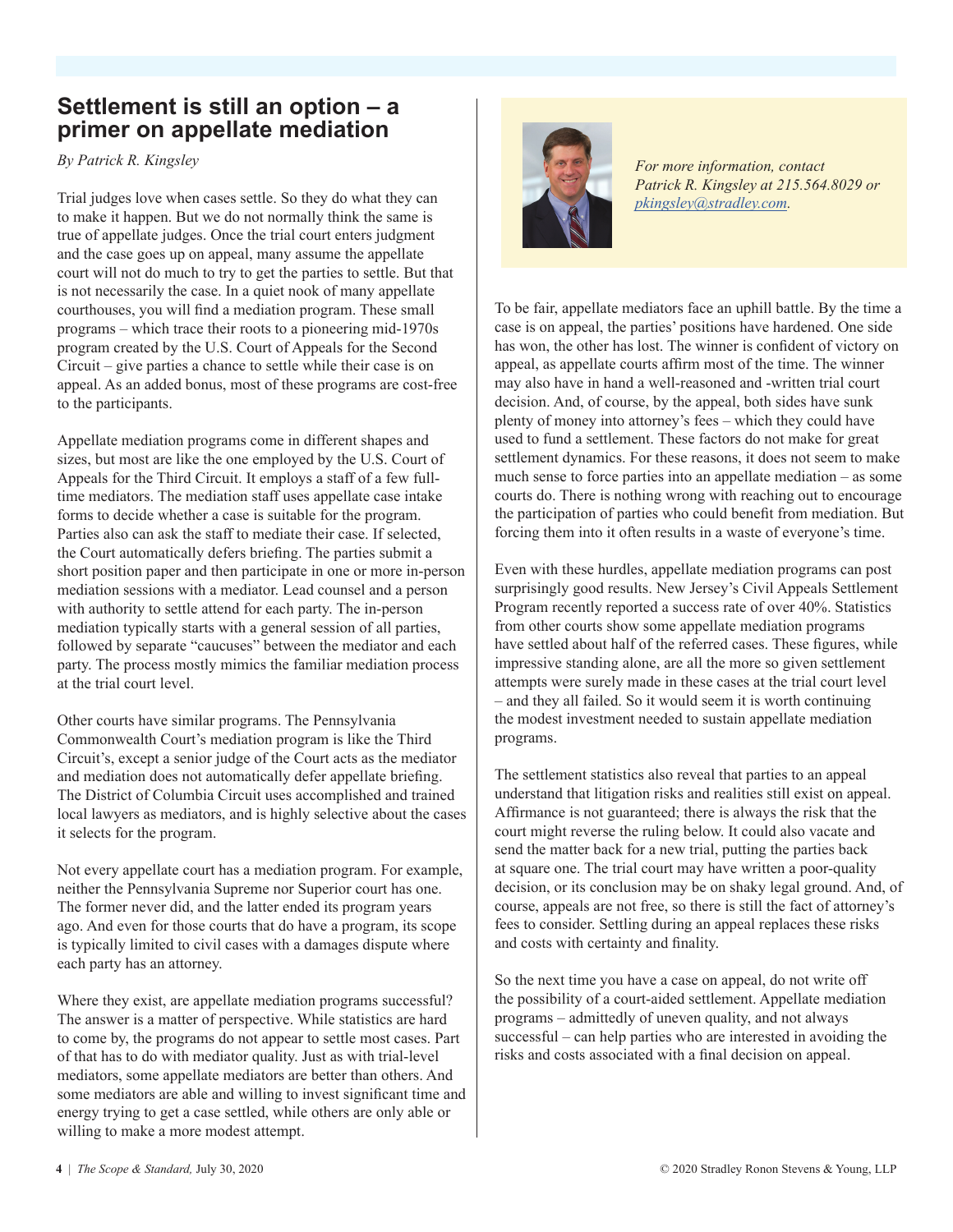# Settlement is still an option – a primer on appellate mediation

*By Patrick R. Kingsley*

Trial judges love when cases settle. So they do what they can to make it happen. But we do not normally think the same is true of appellate judges. Once the trial court enters judgment and the case goes up on appeal, many assume the appellate court will not do much to try to get the parties to settle. But that is not necessarily the case. In a quiet nook of many appellate courthouses, you will find a mediation program. These small programs – which trace their roots to a pioneering mid-1970s program created by the U.S. Court of Appeals for the Second Circuit – give parties a chance to settle while their case is on appeal. As an added bonus, most of these programs are cost-free to the participants.

Appellate mediation programs come in different shapes and sizes, but most are like the one employed by the U.S. Court of Appeals for the Third Circuit. It employs a staff of a few full-time mediators. The mediation staff uses appellate case intake forms to decide whether a case is suitable for the program. Parties also can ask the staff to mediate their case. If selected, the Court automatically defers briefing. The parties submit a short position paper and then participate in one or more in-person mediation sessions with a mediator. Lead counsel and a person with authority to settle attend for each party. The in-person mediation typically starts with a general session of all parties, followed by separate "caucuses" between the mediator and each party. The process mostly mimics the familiar mediation process at the trial court level.

Other courts have similar programs. The Pennsylvania Commonwealth Court's mediation program is like the Third Circuit's, except a senior judge of the Court acts as the mediator and mediation does not automatically defer appellate briefing. The District of Columbia Circuit uses accomplished and trained local lawyers as mediators, and is highly selective about the cases it selects for the program.

Not every appellate court has a mediation program. For example, neither the Pennsylvania Supreme nor Superior court has one. The former never did, and the latter ended its program years ago. And even for those courts that do have a program, its scope is typically limited to civil cases with a damages dispute where each party has an attorney.

Where they exist, are appellate mediation programs successful? The answer is a matter of perspective. While statistics are hard to come by, the programs do not appear to settle most cases. Part of that has to do with mediator quality. Just as with trial-level mediators, some appellate mediators are better than others. And some mediators are able and willing to invest significant time and energy trying to get a case settled, while others are only able or willing to make a more modest attempt.

*For more information, contact Patrick R. Kingsley at 215.564.8029 or [pkingsley@stradley.com](mailto:pkingsley@stradley.com).*

To be fair, appellate mediators face an uphill battle. By the time a case is on appeal, the parties' positions have hardened. One side has won, the other has lost. The winner is confident of victory on appeal, as appellate courts affirm most of the time. The winner may also have in hand a well-reasoned and -written trial court decision. And, of course, by the appeal, both sides have sunk plenty of money into attorney's fees – which they could have used to fund a settlement. These factors do not make for great settlement dynamics. For these reasons, it does not seem to make much sense to force parties into an appellate mediation – as some courts do. There is nothing wrong with reaching out to encourage the participation of parties who could benefit from mediation. But forcing them into it often results in a waste of everyone's time.

Even with these hurdles, appellate mediation programs can post surprisingly good results. New Jersey's Civil Appeals Settlement Program recently reported a success rate of over 40%. Statistics from other courts show some appellate mediation programs have settled about half of the referred cases. These figures, while impressive standing alone, are all the more so given settlement attempts were surely made in these cases at the trial court level – and they all failed. So it would seem it is worth continuing the modest investment needed to sustain appellate mediation programs.

The settlement statistics also reveal that parties to an appeal understand that litigation risks and realities still exist on appeal. Affirmance is not guaranteed; there is always the risk that the court might reverse the ruling below. It could also vacate and send the matter back for a new trial, putting the parties back at square one. The trial court may have written a poor-quality decision, or its conclusion may be on shaky legal ground. And, of course, appeals are not free, so there is still the fact of attorney's fees to consider. Settling during an appeal replaces these risks and costs with certainty and finality.

So the next time you have a case on appeal, do not write off the possibility of a court-aided settlement. Appellate mediation programs – admittedly of uneven quality, and not always successful – can help parties who are interested in avoiding the risks and costs associated with a final decision on appeal.